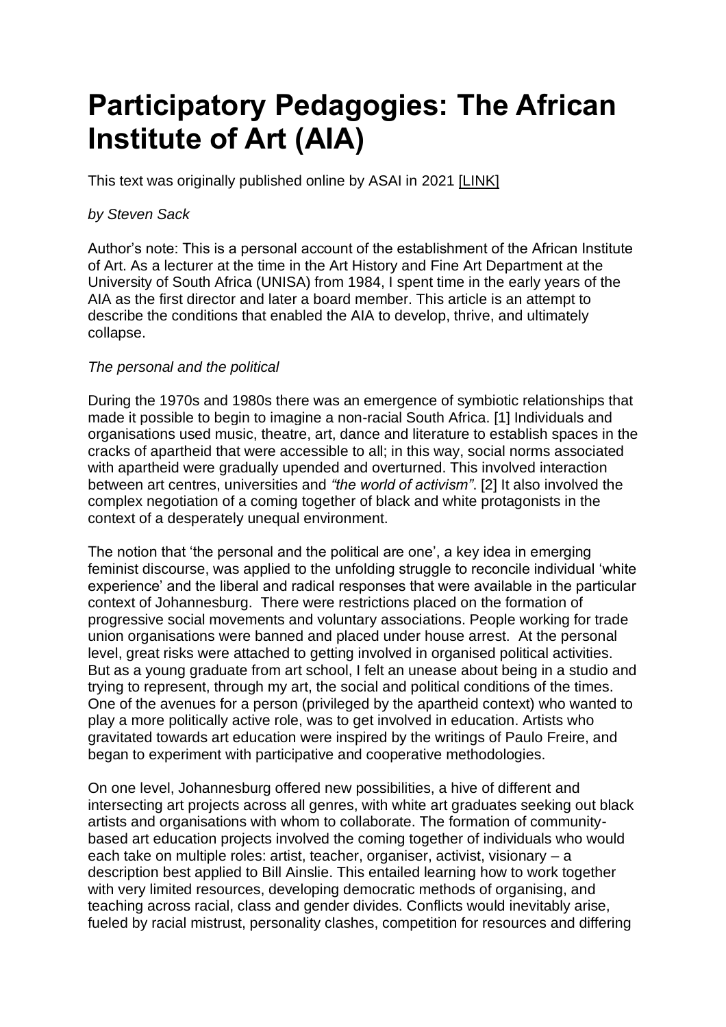# Participatory Pedagogies: The African Institute of Art (AIA)

This text was originally published online by ASAI in 2021 [LINK]

*by Steven Sack*

Author's note: This is a personal account of the establishment of the African Institute of Art. As a lecturer at the time in the Art History and Fine Art Department at the University of South Africa (UNISA) from 1984, I spent time in the early years of the AIA as the first director and later a board member. This article is an attempt to describe the conditions that enabled the AIA to develop, thrive, and ultimately collapse.

*The personal and the political*

During the 1970s and 1980s there was an emergence of symbiotic relationships that made it possible to begin to imagine a non-racial South Africa. [1] Individuals and organisations used music, theatre, art, dance and literature to establish spaces in the cracks of apartheid that were accessible to all; in this way, social norms associated with apartheid were gradually upended and overturned. This involved interaction between art centres, universities and *"the world of activism"*. [2] It also involved the complex negotiation of a coming together of black and white protagonists in the context of a desperately unequal environment.

The notion that 'the personal and the political are one', a key idea in emerging feminist discourse, was applied to the unfolding struggle to reconcile individual 'white experience' and the liberal and radical responses that were available in the particular context of Johannesburg. There were restrictions placed on the formation of progressive social movements and voluntary associations. People working for trade union organisations were banned and placed under house arrest. At the personal level, great risks were attached to getting involved in organised political activities. But as a young graduate from art school, I felt an unease about being in a studio and trying to represent, through my art, the social and political conditions of the times. One of the avenues for a person (privileged by the apartheid context) who wanted to play a more politically active role, was to get involved in education. Artists who gravitated towards art education were inspired by the writings of Paulo Freire, and began to experiment with participative and cooperative methodologies.

On one level, Johannesburg offered new possibilities, a hive of different and intersecting art projects across all genres, with white art graduates seeking out black artists and organisations with whom to collaborate. The formation of community-based art education projects involved the coming together of individuals who would each take on multiple roles: artist, teacher, organiser, activist, visionary – a description best applied to Bill Ainslie. This entailed learning how to work together with very limited resources, developing democratic methods of organising, and teaching across racial, class and gender divides. Conflicts would inevitably arise, fueled by racial mistrust, personality clashes, competition for resources and differing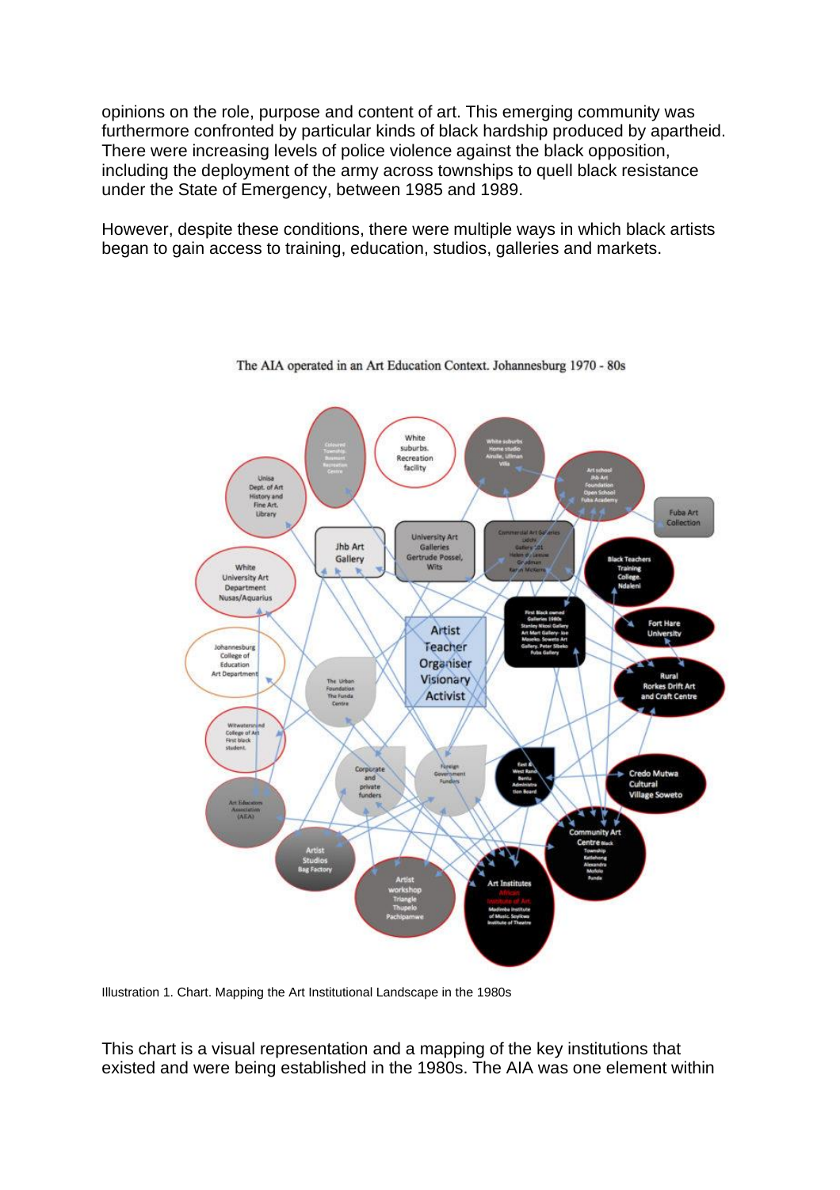opinions on the role, purpose and content of art. This emerging community was furthermore confronted by particular kinds of black hardship produced by apartheid. There were increasing levels of police violence against the black opposition, including the deployment of the army across townships to quell black resistance under the State of Emergency, between 1985 and 1989.

However, despite these conditions, there were multiple ways in which black artists began to gain access to training, education, studios, galleries and markets.

The AIA operated in an Art Education Context. Johannesburg 1970 - 80s

Illustration 1. Chart. Mapping the Art Institutional Landscape in the 1980s

This chart is a visual representation and a mapping of the key institutions that existed and were being established in the 1980s. The AIA was one element within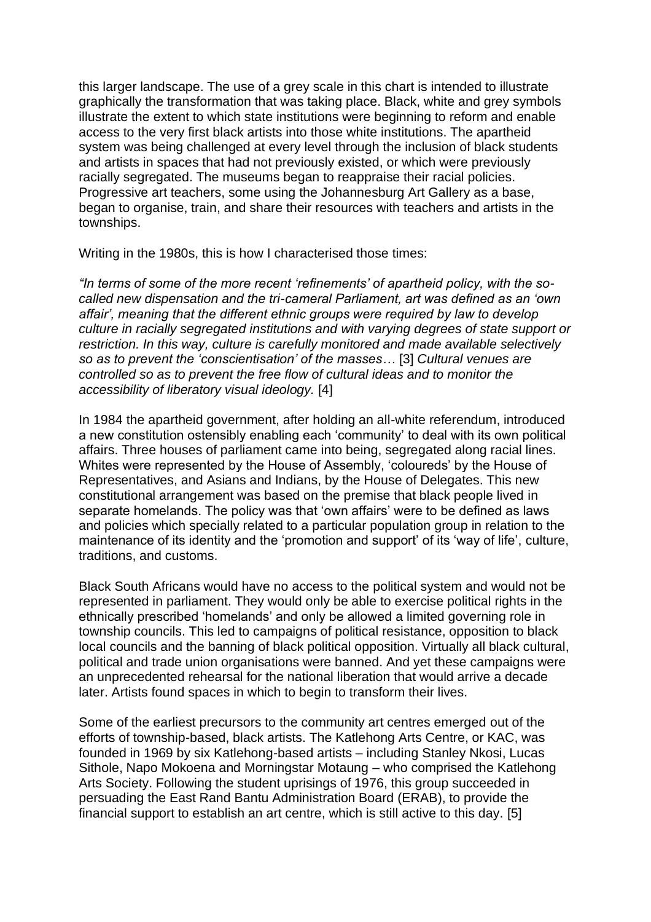this larger landscape. The use of a grey scale in this chart is intended to illustrate graphically the transformation that was taking place. Black, white and grey symbols illustrate the extent to which state institutions were beginning to reform and enable access to the very first black artists into those white institutions. The apartheid system was being challenged at every level through the inclusion of black students and artists in spaces that had not previously existed, or which were previously racially segregated. The museums began to reappraise their racial policies. Progressive art teachers, some using the Johannesburg Art Gallery as a base, began to organise, train, and share their resources with teachers and artists in the townships.

Writing in the 1980s, this is how I characterised those times:

*"In terms of some of the more recent 'refinements' of apartheid policy, with the so-called new dispensation and the tri-cameral Parliament, art was defined as an 'own affair', meaning that the different ethnic groups were required by law to develop culture in racially segregated institutions and with varying degrees of state support or restriction. In this way, culture is carefully monitored and made available selectively so as to prevent the 'conscientisation' of the masses…* [3] *Cultural venues are controlled so as to prevent the free flow of cultural ideas and to monitor the accessibility of liberatory visual ideology.* [4]

In 1984 the apartheid government, after holding an all-white referendum, introduced a new constitution ostensibly enabling each 'community' to deal with its own political affairs. Three houses of parliament came into being, segregated along racial lines. Whites were represented by the House of Assembly, 'coloureds' by the House of Representatives, and Asians and Indians, by the House of Delegates. This new constitutional arrangement was based on the premise that black people lived in separate homelands. The policy was that 'own affairs' were to be defined as laws and policies which specially related to a particular population group in relation to the maintenance of its identity and the 'promotion and support' of its 'way of life', culture, traditions, and customs.

Black South Africans would have no access to the political system and would not be represented in parliament. They would only be able to exercise political rights in the ethnically prescribed 'homelands' and only be allowed a limited governing role in township councils. This led to campaigns of political resistance, opposition to black local councils and the banning of black political opposition. Virtually all black cultural, political and trade union organisations were banned. And yet these campaigns were an unprecedented rehearsal for the national liberation that would arrive a decade later. Artists found spaces in which to begin to transform their lives.

Some of the earliest precursors to the community art centres emerged out of the efforts of township-based, black artists. The Katlehong Arts Centre, or KAC, was founded in 1969 by six Katlehong-based artists – including Stanley Nkosi, Lucas Sithole, Napo Mokoena and Morningstar Motaung – who comprised the Katlehong Arts Society. Following the student uprisings of 1976, this group succeeded in persuading the East Rand Bantu Administration Board (ERAB), to provide the financial support to establish an art centre, which is still active to this day. [5]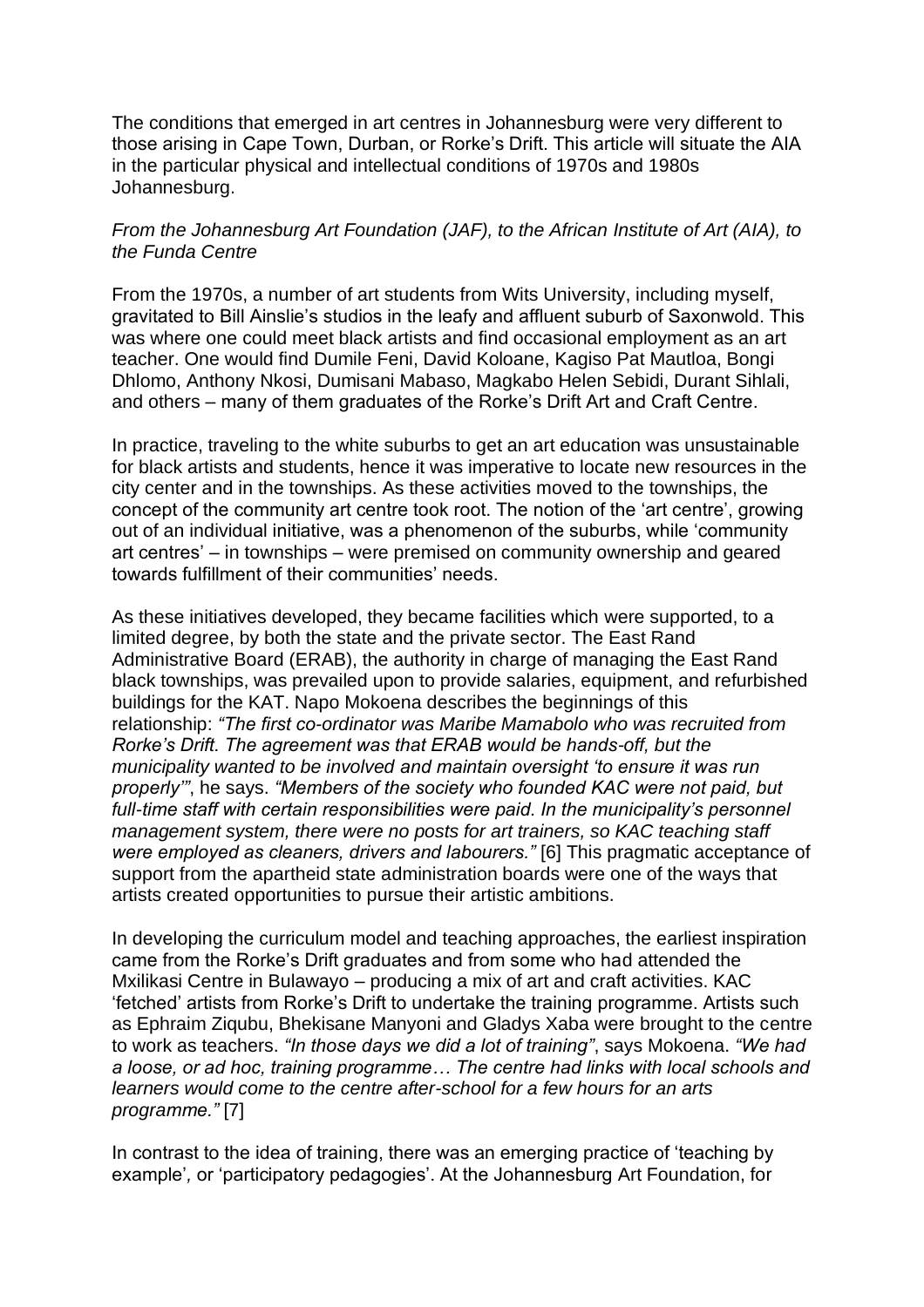The conditions that emerged in art centres in Johannesburg were very different to those arising in Cape Town, Durban, or Rorke's Drift. This article will situate the AIA in the particular physical and intellectual conditions of 1970s and 1980s Johannesburg.

*From the Johannesburg Art Foundation (JAF), to the African Institute of Art (AIA), to the Funda Centre*

From the 1970s, a number of art students from Wits University, including myself, gravitated to Bill Ainslie's studios in the leafy and affluent suburb of Saxonwold. This was where one could meet black artists and find occasional employment as an art teacher. One would find Dumile Feni, David Koloane, Kagiso Pat Mautloa, Bongi Dhlomo, Anthony Nkosi, Dumisani Mabaso, Magkabo Helen Sebidi, Durant Sihlali, and others – many of them graduates of the Rorke's Drift Art and Craft Centre.

In practice, traveling to the white suburbs to get an art education was unsustainable for black artists and students, hence it was imperative to locate new resources in the city center and in the townships. As these activities moved to the townships, the concept of the community art centre took root. The notion of the 'art centre', growing out of an individual initiative, was a phenomenon of the suburbs, while 'community art centres' – in townships – were premised on community ownership and geared towards fulfillment of their communities' needs.

As these initiatives developed, they became facilities which were supported, to a limited degree, by both the state and the private sector. The East Rand Administrative Board (ERAB), the authority in charge of managing the East Rand black townships, was prevailed upon to provide salaries, equipment, and refurbished buildings for the KAT. Napo Mokoena describes the beginnings of this relationship: *"The first co-ordinator was Maribe Mamabolo who was recruited from Rorke's Drift. The agreement was that ERAB would be hands-off, but the municipality wanted to be involved and maintain oversight 'to ensure it was run properly'"*, he says. *"Members of the society who founded KAC were not paid, but full-time staff with certain responsibilities were paid. In the municipality's personnel management system, there were no posts for art trainers, so KAC teaching staff were employed as cleaners, drivers and labourers."* [6] This pragmatic acceptance of support from the apartheid state administration boards were one of the ways that artists created opportunities to pursue their artistic ambitions.

In developing the curriculum model and teaching approaches, the earliest inspiration came from the Rorke's Drift graduates and from some who had attended the Mxilikasi Centre in Bulawayo – producing a mix of art and craft activities. KAC 'fetched' artists from Rorke's Drift to undertake the training programme. Artists such as Ephraim Ziqubu, Bhekisane Manyoni and Gladys Xaba were brought to the centre to work as teachers. *"In those days we did a lot of training"*, says Mokoena. *"We had a loose, or ad hoc, training programme… The centre had links with local schools and learners would come to the centre after-school for a few hours for an arts programme."* [7]

In contrast to the idea of training, there was an emerging practice of 'teaching by example', or 'participatory pedagogies'. At the Johannesburg Art Foundation, for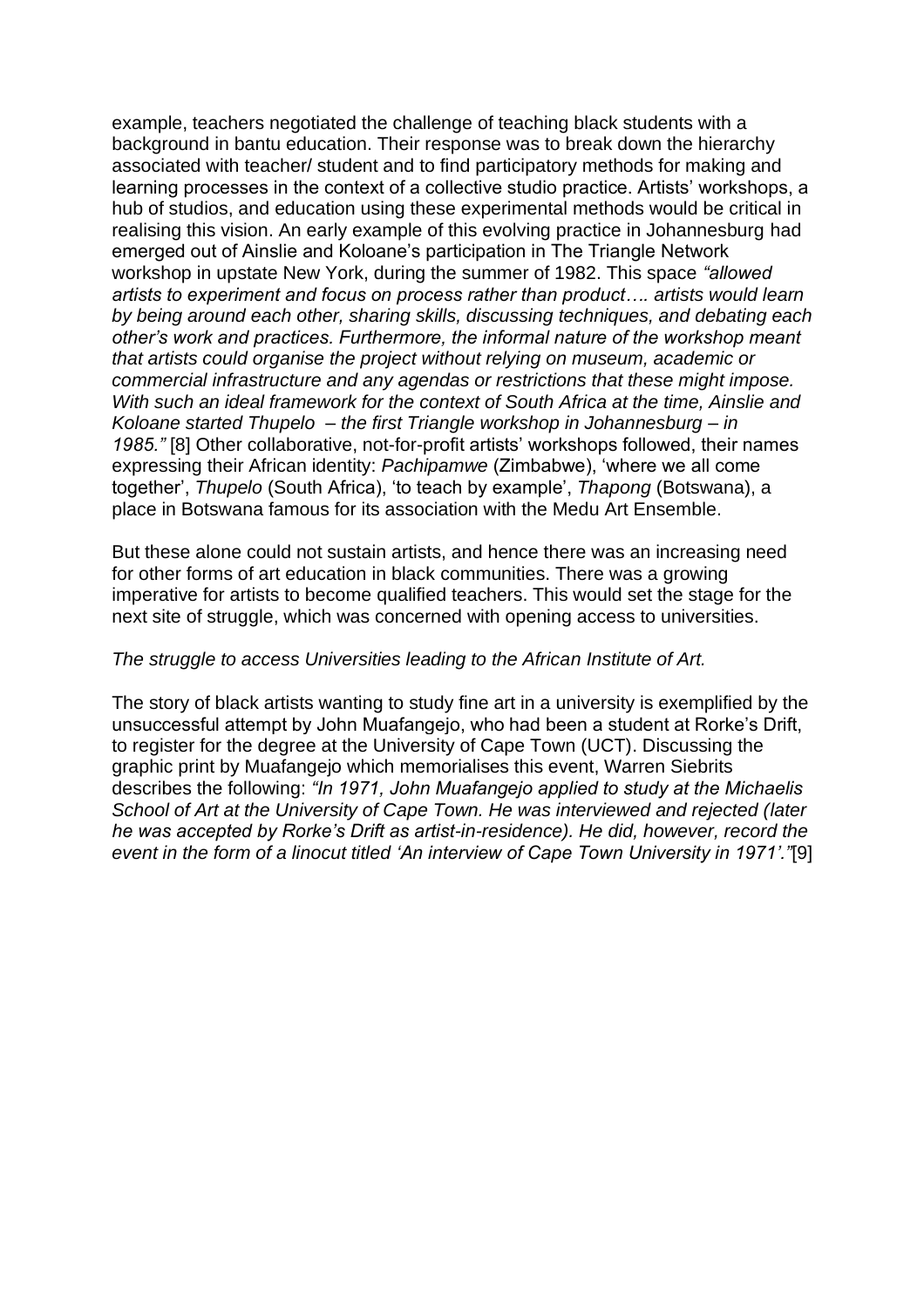example, teachers negotiated the challenge of teaching black students with a background in bantu education. Their response was to break down the hierarchy associated with teacher/ student and to find participatory methods for making and learning processes in the context of a collective studio practice. Artists' workshops, a hub of studios, and education using these experimental methods would be critical in realising this vision. An early example of this evolving practice in Johannesburg had emerged out of Ainslie and Koloane's participation in The Triangle Network workshop in upstate New York, during the summer of 1982. This space *"allowed artists to experiment and focus on process rather than product…. artists would learn by being around each other, sharing skills, discussing techniques, and debating each other's work and practices. Furthermore, the informal nature of the workshop meant that artists could organise the project without relying on museum, academic or commercial infrastructure and any agendas or restrictions that these might impose. With such an ideal framework for the context of South Africa at the time, Ainslie and Koloane started Thupelo – the first Triangle workshop in Johannesburg – in 1985."* [8] Other collaborative, not-for-profit artists' workshops followed, their names expressing their African identity: *Pachipamwe* (Zimbabwe), 'where we all come together', *Thupelo* (South Africa), 'to teach by example', *Thapong* (Botswana), a place in Botswana famous for its association with the Medu Art Ensemble.

But these alone could not sustain artists, and hence there was an increasing need for other forms of art education in black communities. There was a growing imperative for artists to become qualified teachers. This would set the stage for the next site of struggle, which was concerned with opening access to universities.

*The struggle to access Universities leading to the African Institute of Art.*

The story of black artists wanting to study fine art in a university is exemplified by the unsuccessful attempt by John Muafangejo, who had been a student at Rorke's Drift, to register for the degree at the University of Cape Town (UCT). Discussing the graphic print by Muafangejo which memorialises this event, Warren Siebrits describes the following: *"In 1971, John Muafangejo applied to study at the Michaelis School of Art at the University of Cape Town. He was interviewed and rejected (later he was accepted by Rorke's Drift as artist-in-residence). He did, however, record the event in the form of a linocut titled 'An interview of Cape Town University in 1971'."*[9]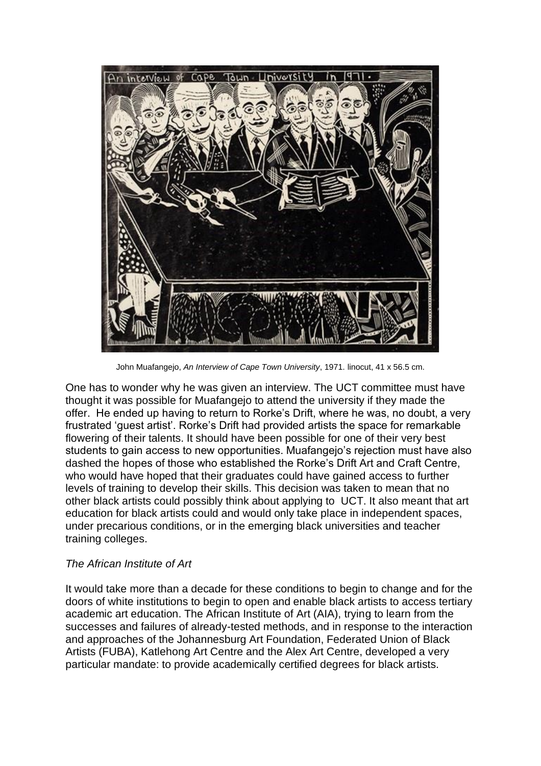John Muafangejo, *An Interview of Cape Town University*, 1971. linocut, 41 x 56.5 cm.

One has to wonder why he was given an interview. The UCT committee must have thought it was possible for Muafangejo to attend the university if they made the offer. He ended up having to return to Rorke's Drift, where he was, no doubt, a very frustrated 'guest artist'. Rorke's Drift had provided artists the space for remarkable flowering of their talents. It should have been possible for one of their very best students to gain access to new opportunities. Muafangejo's rejection must have also dashed the hopes of those who established the Rorke's Drift Art and Craft Centre, who would have hoped that their graduates could have gained access to further levels of training to develop their skills. This decision was taken to mean that no other black artists could possibly think about applying to UCT. It also meant that art education for black artists could and would only take place in independent spaces, under precarious conditions, or in the emerging black universities and teacher training colleges.

*The African Institute of Art*

It would take more than a decade for these conditions to begin to change and for the doors of white institutions to begin to open and enable black artists to access tertiary academic art education. The African Institute of Art (AIA), trying to learn from the successes and failures of already-tested methods, and in response to the interaction and approaches of the Johannesburg Art Foundation, Federated Union of Black Artists (FUBA), Katlehong Art Centre and the Alex Art Centre, developed a very particular mandate: to provide academically certified degrees for black artists.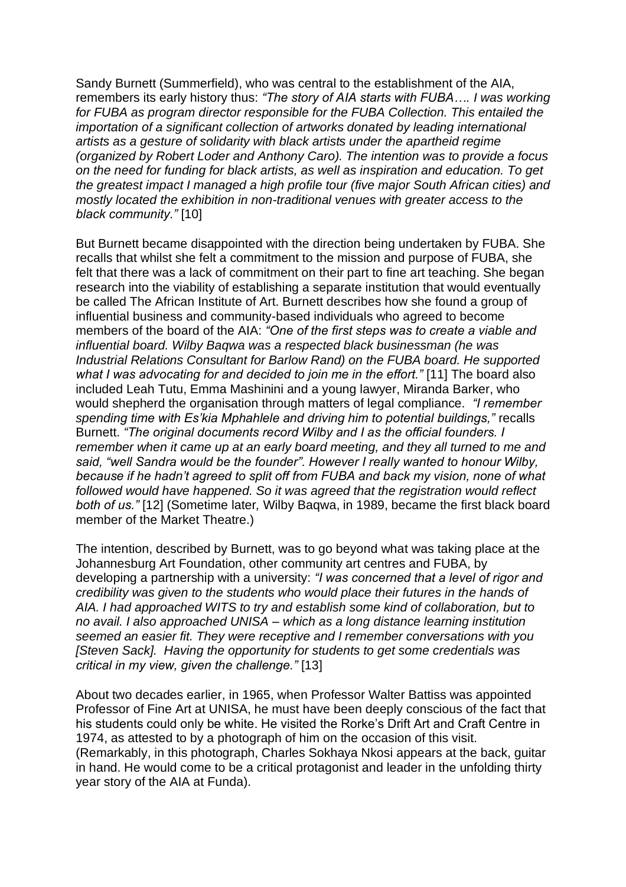Sandy Burnett (Summerfield), who was central to the establishment of the AIA, remembers its early history thus: *"The story of AIA starts with FUBA…. I was working for FUBA as program director responsible for the FUBA Collection. This entailed the importation of a significant collection of artworks donated by leading international artists as a gesture of solidarity with black artists under the apartheid regime (organized by Robert Loder and Anthony Caro). The intention was to provide a focus on the need for funding for black artists, as well as inspiration and education. To get the greatest impact I managed a high profile tour (five major South African cities) and mostly located the exhibition in non-traditional venues with greater access to the black community."* [10]

But Burnett became disappointed with the direction being undertaken by FUBA. She recalls that whilst she felt a commitment to the mission and purpose of FUBA, she felt that there was a lack of commitment on their part to fine art teaching. She began research into the viability of establishing a separate institution that would eventually be called The African Institute of Art. Burnett describes how she found a group of influential business and community-based individuals who agreed to become members of the board of the AIA: *"One of the first steps was to create a viable and influential board. Wilby Baqwa was a respected black businessman (he was Industrial Relations Consultant for Barlow Rand) on the FUBA board. He supported what I was advocating for and decided to join me in the effort."* [11] The board also included Leah Tutu, Emma Mashinini and a young lawyer, Miranda Barker, who would shepherd the organisation through matters of legal compliance. *"I remember spending time with Es'kia Mphahlele and driving him to potential buildings,"* recalls Burnett. *"The original documents record Wilby and I as the official founders. I remember when it came up at an early board meeting, and they all turned to me and said, "well Sandra would be the founder". However I really wanted to honour Wilby, because if he hadn't agreed to split off from FUBA and back my vision, none of what followed would have happened. So it was agreed that the registration would reflect both of us."* [12] (Sometime later*,* Wilby Baqwa, in 1989, became the first black board member of the Market Theatre.)

The intention, described by Burnett, was to go beyond what was taking place at the Johannesburg Art Foundation, other community art centres and FUBA, by developing a partnership with a university: *"I was concerned that a level of rigor and credibility was given to the students who would place their futures in the hands of AIA. I had approached WITS to try and establish some kind of collaboration, but to no avail. I also approached UNISA – which as a long distance learning institution seemed an easier fit. They were receptive and I remember conversations with you [Steven Sack]. Having the opportunity for students to get some credentials was critical in my view, given the challenge."* [13]

About two decades earlier, in 1965, when Professor Walter Battiss was appointed Professor of Fine Art at UNISA, he must have been deeply conscious of the fact that his students could only be white. He visited the Rorke's Drift Art and Craft Centre in 1974, as attested to by a photograph of him on the occasion of this visit. (Remarkably, in this photograph, Charles Sokhaya Nkosi appears at the back, guitar in hand. He would come to be a critical protagonist and leader in the unfolding thirty year story of the AIA at Funda).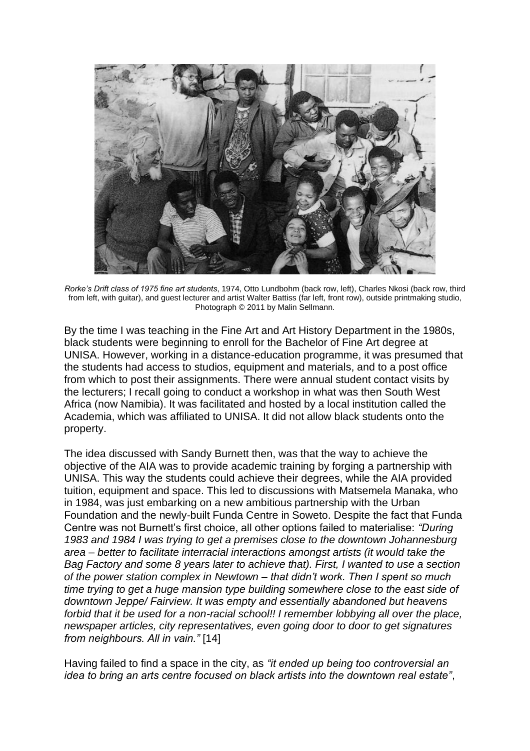*Rorke's Drift class of 1975 fine art students*, 1974, Otto Lundbohm (back row, left), Charles Nkosi (back row, third from left, with guitar), and guest lecturer and artist Walter Battiss (far left, front row), outside printmaking studio, Photograph © 2011 by Malin Sellmann.

By the time I was teaching in the Fine Art and Art History Department in the 1980s, black students were beginning to enroll for the Bachelor of Fine Art degree at UNISA. However, working in a distance-education programme, it was presumed that the students had access to studios, equipment and materials, and to a post office from which to post their assignments. There were annual student contact visits by the lecturers; I recall going to conduct a workshop in what was then South West Africa (now Namibia). It was facilitated and hosted by a local institution called the Academia, which was affiliated to UNISA. It did not allow black students onto the property.

The idea discussed with Sandy Burnett then, was that the way to achieve the objective of the AIA was to provide academic training by forging a partnership with UNISA. This way the students could achieve their degrees, while the AIA provided tuition, equipment and space. This led to discussions with Matsemela Manaka, who in 1984, was just embarking on a new ambitious partnership with the Urban Foundation and the newly-built Funda Centre in Soweto. Despite the fact that Funda Centre was not Burnett's first choice, all other options failed to materialise: *"During 1983 and 1984 I was trying to get a premises close to the downtown Johannesburg area – better to facilitate interracial interactions amongst artists (it would take the Bag Factory and some 8 years later to achieve that). First, I wanted to use a section of the power station complex in Newtown – that didn't work. Then I spent so much time trying to get a huge mansion type building somewhere close to the east side of downtown Jeppe/ Fairview. It was empty and essentially abandoned but heavens forbid that it be used for a non-racial school!! I remember lobbying all over the place, newspaper articles, city representatives, even going door to door to get signatures from neighbours. All in vain."* [14]

Having failed to find a space in the city, as *"it ended up being too controversial an idea to bring an arts centre focused on black artists into the downtown real estate"*,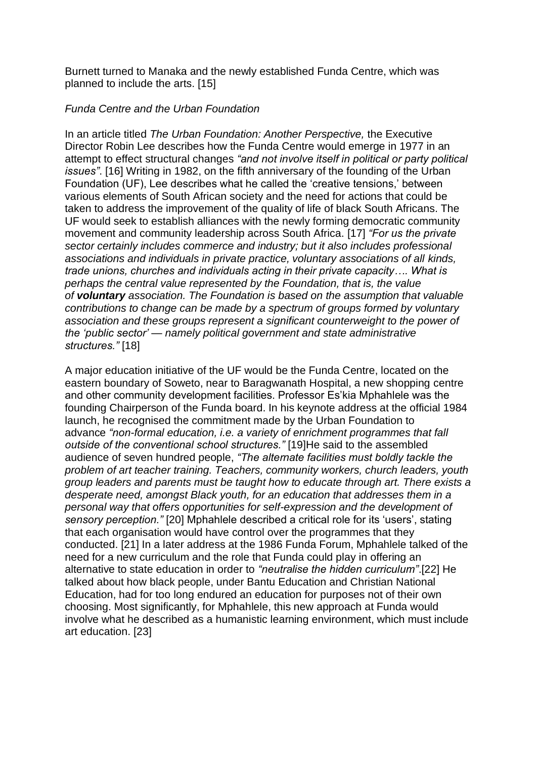Burnett turned to Manaka and the newly established Funda Centre, which was planned to include the arts. [15]

*Funda Centre and the Urban Foundation*

In an article titled *The Urban Foundation: Another Perspective,* the Executive Director Robin Lee describes how the Funda Centre would emerge in 1977 in an attempt to effect structural changes *"and not involve itself in political or party political issues"*. [16] Writing in 1982, on the fifth anniversary of the founding of the Urban Foundation (UF), Lee describes what he called the 'creative tensions,' between various elements of South African society and the need for actions that could be taken to address the improvement of the quality of life of black South Africans. The UF would seek to establish alliances with the newly forming democratic community movement and community leadership across South Africa. [17] *"For us the private sector certainly includes commerce and industry; but it also includes professional associations and individuals in private practice, voluntary associations of all kinds, trade unions, churches and individuals acting in their private capacity…. What is perhaps the central value represented by the Foundation, that is, the value of* ***voluntary*** *association. The Foundation is based on the assumption that valuable contributions to change can be made by a spectrum of groups formed by voluntary association and these groups represent a significant counterweight to the power of the 'public sector' — namely political government and state administrative structures."* [18]

A major education initiative of the UF would be the Funda Centre, located on the eastern boundary of Soweto, near to Baragwanath Hospital, a new shopping centre and other community development facilities. Professor Es'kia Mphahlele was the founding Chairperson of the Funda board. In his keynote address at the official 1984 launch, he recognised the commitment made by the Urban Foundation to advance *"non-formal education, i.e. a variety of enrichment programmes that fall outside of the conventional school structures."* [19]He said to the assembled audience of seven hundred people, *"The alternate facilities must boldly tackle the problem of art teacher training. Teachers, community workers, church leaders, youth group leaders and parents must be taught how to educate through art. There exists a desperate need, amongst Black youth, for an education that addresses them in a personal way that offers opportunities for self-expression and the development of sensory perception."* [20] Mphahlele described a critical role for its 'users', stating that each organisation would have control over the programmes that they conducted. [21] In a later address at the 1986 Funda Forum, Mphahlele talked of the need for a new curriculum and the role that Funda could play in offering an alternative to state education in order to *"neutralise the hidden curriculum"*.[22] He talked about how black people, under Bantu Education and Christian National Education, had for too long endured an education for purposes not of their own choosing. Most significantly, for Mphahlele, this new approach at Funda would involve what he described as a humanistic learning environment, which must include art education. [23]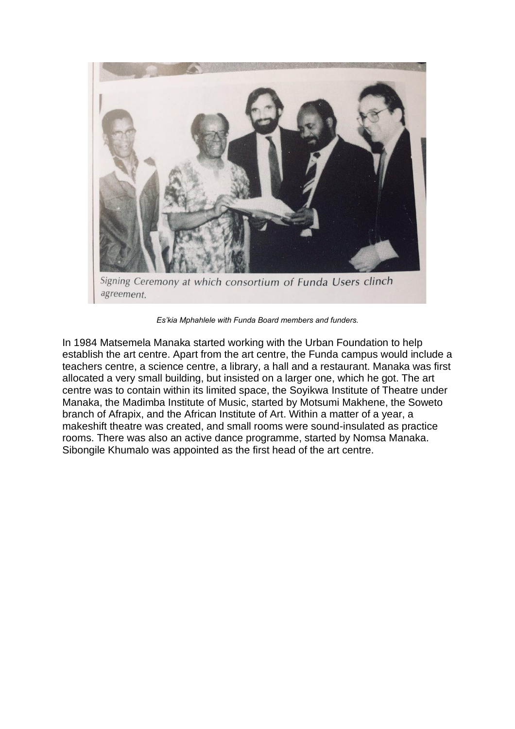Signing Ceremony at which consortium of Funda Users clinch agreement.

*Es'kia Mphahlele with Funda Board members and funders.*

In 1984 Matsemela Manaka started working with the Urban Foundation to help establish the art centre. Apart from the art centre, the Funda campus would include a teachers centre, a science centre, a library, a hall and a restaurant. Manaka was first allocated a very small building, but insisted on a larger one, which he got. The art centre was to contain within its limited space, the Soyikwa Institute of Theatre under Manaka, the Madimba Institute of Music, started by Motsumi Makhene, the Soweto branch of Afrapix, and the African Institute of Art. Within a matter of a year, a makeshift theatre was created, and small rooms were sound-insulated as practice rooms. There was also an active dance programme, started by Nomsa Manaka. Sibongile Khumalo was appointed as the first head of the art centre.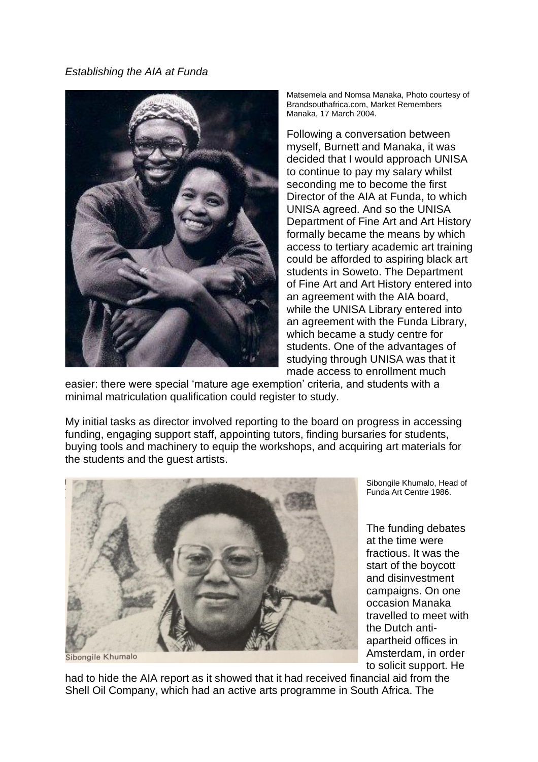*Establishing the AIA at Funda*

Matsemela and Nomsa Manaka, Photo courtesy of Brandsouthafrica.com, Market Remembers Manaka, 17 March 2004.

Following a conversation between myself, Burnett and Manaka, it was decided that I would approach UNISA to continue to pay my salary whilst seconding me to become the first Director of the AIA at Funda, to which UNISA agreed. And so the UNISA Department of Fine Art and Art History formally became the means by which access to tertiary academic art training could be afforded to aspiring black art students in Soweto. The Department of Fine Art and Art History entered into an agreement with the AIA board, while the UNISA Library entered into an agreement with the Funda Library, which became a study centre for students. One of the advantages of studying through UNISA was that it made access to enrollment much easier: there were special 'mature age exemption' criteria, and students with a minimal matriculation qualification could register to study.

My initial tasks as director involved reporting to the board on progress in accessing funding, engaging support staff, appointing tutors, finding bursaries for students, buying tools and machinery to equip the workshops, and acquiring art materials for the students and the guest artists.

Sibongile Khumalo

Sibongile Khumalo, Head of Funda Art Centre 1986.

The funding debates at the time were fractious. It was the start of the boycott and disinvestment campaigns. On one occasion Manaka travelled to meet with the Dutch anti-apartheid offices in Amsterdam, in order to solicit support. He had to hide the AIA report as it showed that it had received financial aid from the Shell Oil Company, which had an active arts programme in South Africa. The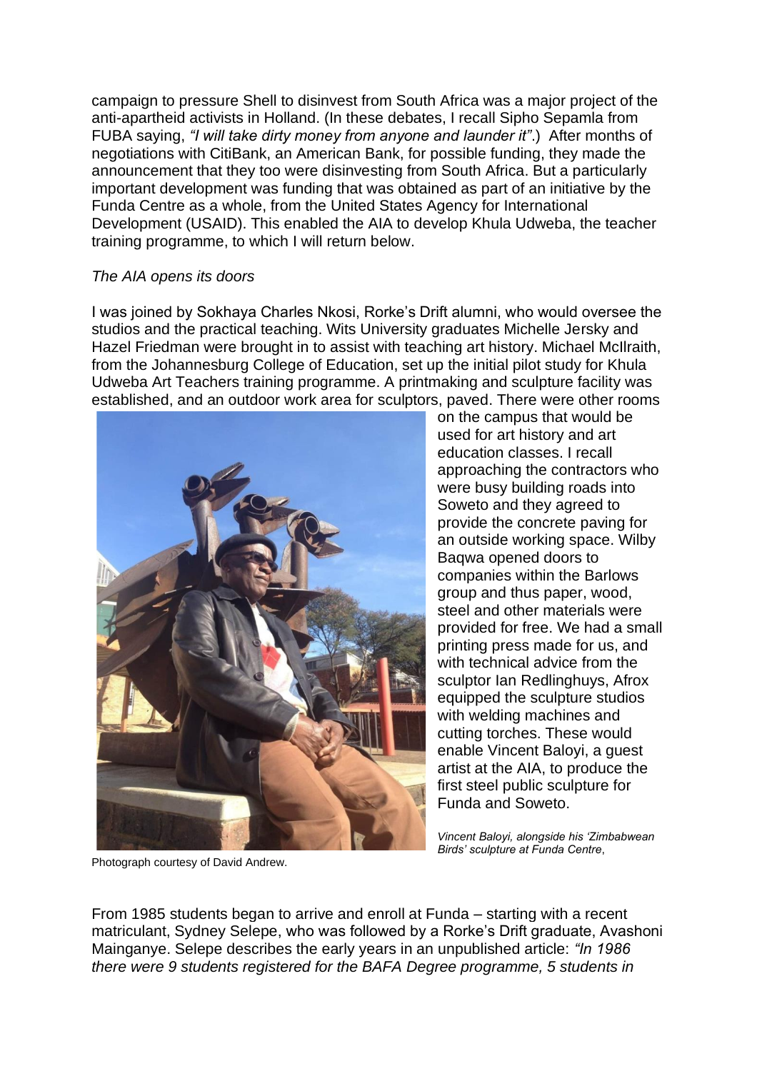campaign to pressure Shell to disinvest from South Africa was a major project of the anti-apartheid activists in Holland. (In these debates, I recall Sipho Sepamla from FUBA saying, *"I will take dirty money from anyone and launder it"*.) After months of negotiations with CitiBank, an American Bank, for possible funding, they made the announcement that they too were disinvesting from South Africa. But a particularly important development was funding that was obtained as part of an initiative by the Funda Centre as a whole, from the United States Agency for International Development (USAID). This enabled the AIA to develop Khula Udweba, the teacher training programme, to which I will return below.

*The AIA opens its doors*

I was joined by Sokhaya Charles Nkosi, Rorke's Drift alumni, who would oversee the studios and the practical teaching. Wits University graduates Michelle Jersky and Hazel Friedman were brought in to assist with teaching art history. Michael McIlraith, from the Johannesburg College of Education, set up the initial pilot study for Khula Udweba Art Teachers training programme. A printmaking and sculpture facility was established, and an outdoor work area for sculptors, paved. There were other rooms on the campus that would be used for art history and art education classes. I recall approaching the contractors who were busy building roads into Soweto and they agreed to provide the concrete paving for an outside working space. Wilby Baqwa opened doors to companies within the Barlows group and thus paper, wood, steel and other materials were provided for free. We had a small printing press made for us, and with technical advice from the sculptor Ian Redlinghuys, Afrox equipped the sculpture studios with welding machines and cutting torches. These would enable Vincent Baloyi, a guest artist at the AIA, to produce the first steel public sculpture for Funda and Soweto.

*Vincent Baloyi, alongside his 'Zimbabwean Birds' sculpture at Funda Centre*,

Photograph courtesy of David Andrew.

From 1985 students began to arrive and enroll at Funda – starting with a recent matriculant, Sydney Selepe, who was followed by a Rorke's Drift graduate, Avashoni Mainganye. Selepe describes the early years in an unpublished article: *"In 1986 there were 9 students registered for the BAFA Degree programme, 5 students in*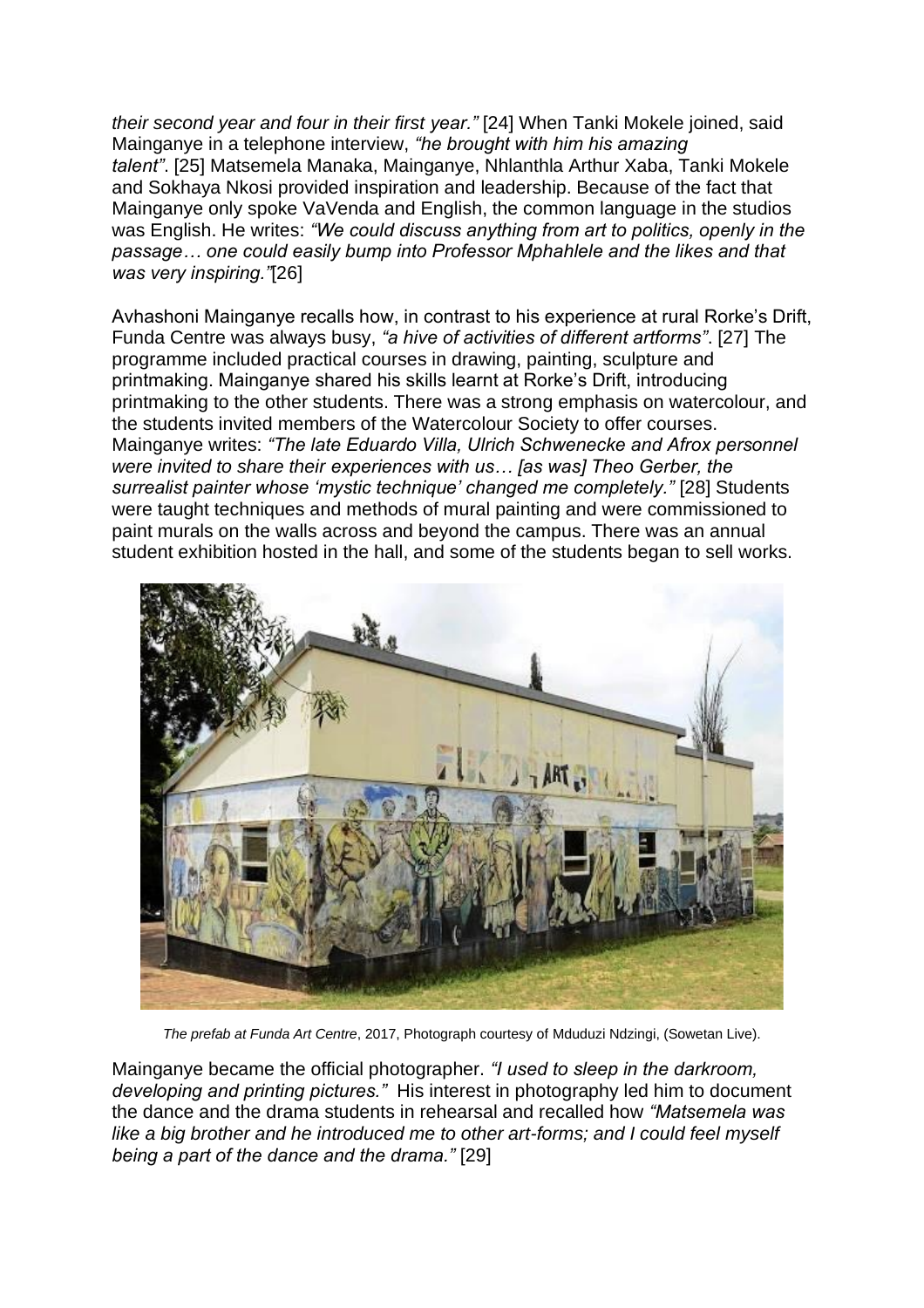*their second year and four in their first year."* [24] When Tanki Mokele joined, said Mainganye in a telephone interview, *"he brought with him his amazing talent"*. [25] Matsemela Manaka, Mainganye, Nhlanthla Arthur Xaba, Tanki Mokele and Sokhaya Nkosi provided inspiration and leadership. Because of the fact that Mainganye only spoke VaVenda and English, the common language in the studios was English. He writes: *"We could discuss anything from art to politics, openly in the passage… one could easily bump into Professor Mphahlele and the likes and that was very inspiring."*[26]

Avhashoni Mainganye recalls how, in contrast to his experience at rural Rorke's Drift, Funda Centre was always busy, *"a hive of activities of different artforms"*. [27] The programme included practical courses in drawing, painting, sculpture and printmaking. Mainganye shared his skills learnt at Rorke's Drift, introducing printmaking to the other students. There was a strong emphasis on watercolour, and the students invited members of the Watercolour Society to offer courses. Mainganye writes: *"The late Eduardo Villa, Ulrich Schwenecke and Afrox personnel were invited to share their experiences with us… [as was] Theo Gerber, the surrealist painter whose 'mystic technique' changed me completely."* [28] Students were taught techniques and methods of mural painting and were commissioned to paint murals on the walls across and beyond the campus. There was an annual student exhibition hosted in the hall, and some of the students began to sell works.

*The prefab at Funda Art Centre*, 2017, Photograph courtesy of Mduduzi Ndzingi, (Sowetan Live).

Mainganye became the official photographer. *"I used to sleep in the darkroom, developing and printing pictures."* His interest in photography led him to document the dance and the drama students in rehearsal and recalled how *"Matsemela was like a big brother and he introduced me to other art-forms; and I could feel myself being a part of the dance and the drama."* [29]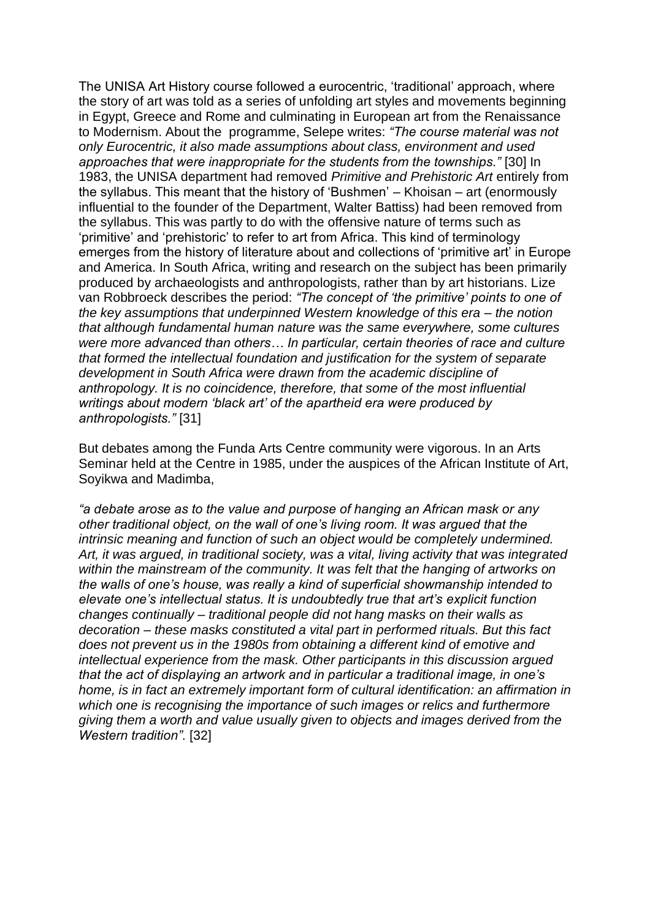The UNISA Art History course followed a eurocentric, 'traditional' approach, where the story of art was told as a series of unfolding art styles and movements beginning in Egypt, Greece and Rome and culminating in European art from the Renaissance to Modernism. About the programme, Selepe writes: *"The course material was not only Eurocentric, it also made assumptions about class, environment and used approaches that were inappropriate for the students from the townships."* [30] In 1983, the UNISA department had removed *Primitive and Prehistoric Art* entirely from the syllabus. This meant that the history of 'Bushmen' – Khoisan – art (enormously influential to the founder of the Department, Walter Battiss) had been removed from the syllabus. This was partly to do with the offensive nature of terms such as 'primitive' and 'prehistoric' to refer to art from Africa. This kind of terminology emerges from the history of literature about and collections of 'primitive art' in Europe and America. In South Africa, writing and research on the subject has been primarily produced by archaeologists and anthropologists, rather than by art historians. Lize van Robbroeck describes the period: *"The concept of 'the primitive' points to one of the key assumptions that underpinned Western knowledge of this era – the notion that although fundamental human nature was the same everywhere, some cultures were more advanced than others… In particular, certain theories of race and culture that formed the intellectual foundation and justification for the system of separate development in South Africa were drawn from the academic discipline of anthropology. It is no coincidence, therefore, that some of the most influential writings about modern 'black art' of the apartheid era were produced by anthropologists."* [31]

But debates among the Funda Arts Centre community were vigorous. In an Arts Seminar held at the Centre in 1985, under the auspices of the African Institute of Art, Soyikwa and Madimba,

*"a debate arose as to the value and purpose of hanging an African mask or any other traditional object, on the wall of one's living room. It was argued that the intrinsic meaning and function of such an object would be completely undermined. Art, it was argued, in traditional society, was a vital, living activity that was integrated within the mainstream of the community. It was felt that the hanging of artworks on the walls of one's house, was really a kind of superficial showmanship intended to elevate one's intellectual status. It is undoubtedly true that art's explicit function changes continually – traditional people did not hang masks on their walls as decoration – these masks constituted a vital part in performed rituals. But this fact does not prevent us in the 1980s from obtaining a different kind of emotive and intellectual experience from the mask. Other participants in this discussion argued that the act of displaying an artwork and in particular a traditional image, in one's home, is in fact an extremely important form of cultural identification: an affirmation in which one is recognising the importance of such images or relics and furthermore giving them a worth and value usually given to objects and images derived from the Western tradition".* [32]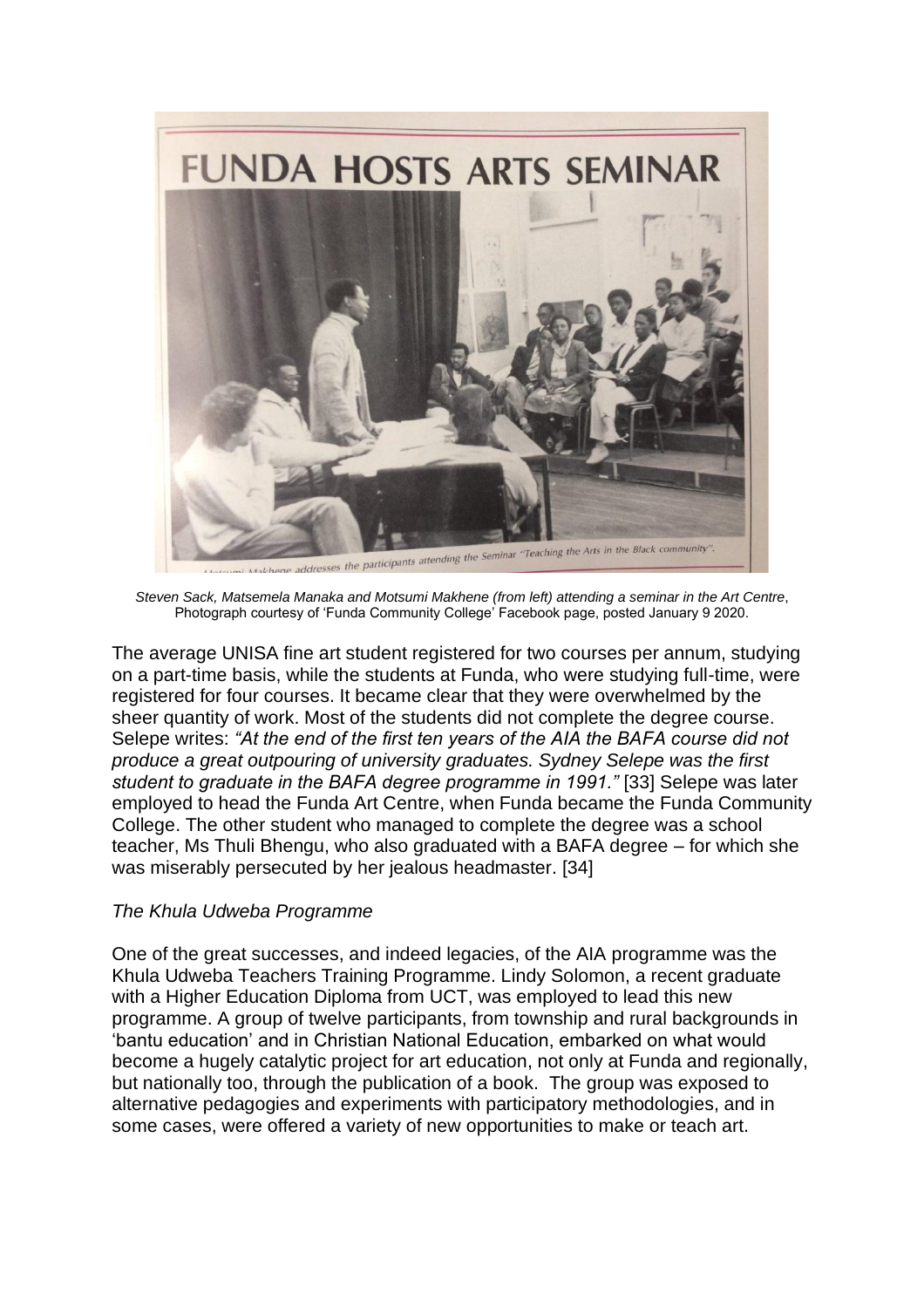*Steven Sack, Matsemela Manaka and Motsumi Makhene (from left) attending a seminar in the Art Centre*, Photograph courtesy of 'Funda Community College' Facebook page, posted January 9 2020.

The average UNISA fine art student registered for two courses per annum, studying on a part-time basis, while the students at Funda, who were studying full-time, were registered for four courses. It became clear that they were overwhelmed by the sheer quantity of work. Most of the students did not complete the degree course. Selepe writes: *"At the end of the first ten years of the AIA the BAFA course did not produce a great outpouring of university graduates. Sydney Selepe was the first student to graduate in the BAFA degree programme in 1991."* [33] Selepe was later employed to head the Funda Art Centre, when Funda became the Funda Community College. The other student who managed to complete the degree was a school teacher, Ms Thuli Bhengu, who also graduated with a BAFA degree – for which she was miserably persecuted by her jealous headmaster. [34]

*The Khula Udweba Programme*

One of the great successes, and indeed legacies, of the AIA programme was the Khula Udweba Teachers Training Programme. Lindy Solomon, a recent graduate with a Higher Education Diploma from UCT, was employed to lead this new programme. A group of twelve participants, from township and rural backgrounds in 'bantu education' and in Christian National Education, embarked on what would become a hugely catalytic project for art education, not only at Funda and regionally, but nationally too, through the publication of a book. The group was exposed to alternative pedagogies and experiments with participatory methodologies, and in some cases, were offered a variety of new opportunities to make or teach art.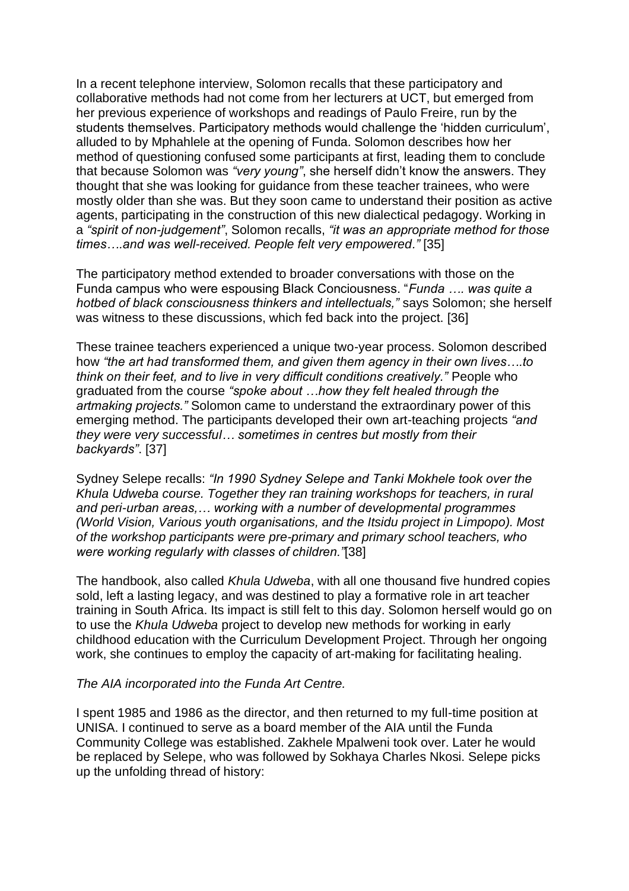In a recent telephone interview, Solomon recalls that these participatory and collaborative methods had not come from her lecturers at UCT, but emerged from her previous experience of workshops and readings of Paulo Freire, run by the students themselves. Participatory methods would challenge the 'hidden curriculum', alluded to by Mphahlele at the opening of Funda. Solomon describes how her method of questioning confused some participants at first, leading them to conclude that because Solomon was *"very young"*, she herself didn't know the answers. They thought that she was looking for guidance from these teacher trainees, who were mostly older than she was. But they soon came to understand their position as active agents, participating in the construction of this new dialectical pedagogy. Working in a *"spirit of non-judgement"*, Solomon recalls, *"it was an appropriate method for those times….and was well-received. People felt very empowered."* [35]

The participatory method extended to broader conversations with those on the Funda campus who were espousing Black Conciousness. "*Funda …. was quite a hotbed of black consciousness thinkers and intellectuals,"* says Solomon; she herself was witness to these discussions, which fed back into the project. [36]

These trainee teachers experienced a unique two-year process. Solomon described how *"the art had transformed them, and given them agency in their own lives….to think on their feet, and to live in very difficult conditions creatively."* People who graduated from the course *"spoke about …how they felt healed through the artmaking projects."* Solomon came to understand the extraordinary power of this emerging method. The participants developed their own art-teaching projects *"and they were very successful… sometimes in centres but mostly from their backyards"*. [37]

Sydney Selepe recalls: *"In 1990 Sydney Selepe and Tanki Mokhele took over the Khula Udweba course. Together they ran training workshops for teachers, in rural and peri-urban areas,… working with a number of developmental programmes (World Vision, Various youth organisations, and the Itsidu project in Limpopo). Most of the workshop participants were pre-primary and primary school teachers, who were working regularly with classes of children."*[38]

The handbook, also called *Khula Udweba*, with all one thousand five hundred copies sold, left a lasting legacy, and was destined to play a formative role in art teacher training in South Africa. Its impact is still felt to this day. Solomon herself would go on to use the *Khula Udweba* project to develop new methods for working in early childhood education with the Curriculum Development Project. Through her ongoing work, she continues to employ the capacity of art-making for facilitating healing.

*The AIA incorporated into the Funda Art Centre.*

I spent 1985 and 1986 as the director, and then returned to my full-time position at UNISA. I continued to serve as a board member of the AIA until the Funda Community College was established. Zakhele Mpalweni took over. Later he would be replaced by Selepe, who was followed by Sokhaya Charles Nkosi. Selepe picks up the unfolding thread of history: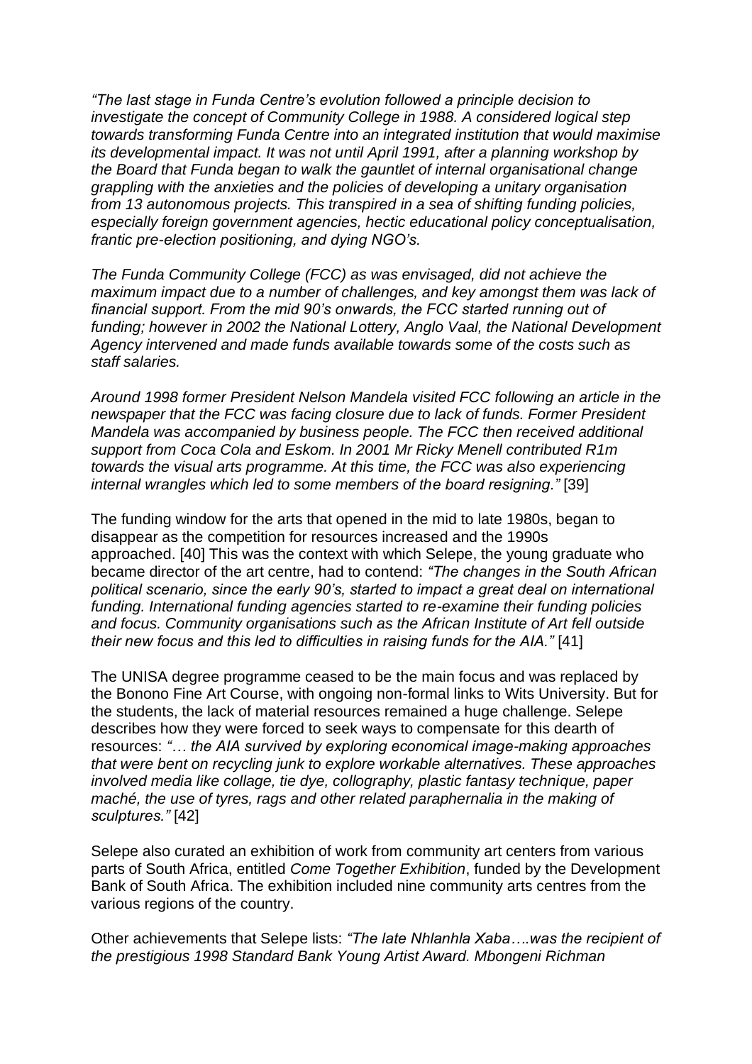*"The last stage in Funda Centre's evolution followed a principle decision to investigate the concept of Community College in 1988. A considered logical step towards transforming Funda Centre into an integrated institution that would maximise its developmental impact. It was not until April 1991, after a planning workshop by the Board that Funda began to walk the gauntlet of internal organisational change grappling with the anxieties and the policies of developing a unitary organisation from 13 autonomous projects. This transpired in a sea of shifting funding policies, especially foreign government agencies, hectic educational policy conceptualisation, frantic pre-election positioning, and dying NGO's.*

*The Funda Community College (FCC) as was envisaged, did not achieve the maximum impact due to a number of challenges, and key amongst them was lack of financial support. From the mid 90's onwards, the FCC started running out of funding; however in 2002 the National Lottery, Anglo Vaal, the National Development Agency intervened and made funds available towards some of the costs such as staff salaries.*

*Around 1998 former President Nelson Mandela visited FCC following an article in the newspaper that the FCC was facing closure due to lack of funds. Former President Mandela was accompanied by business people. The FCC then received additional support from Coca Cola and Eskom. In 2001 Mr Ricky Menell contributed R1m towards the visual arts programme. At this time, the FCC was also experiencing internal wrangles which led to some members of the board resigning."* [39]

The funding window for the arts that opened in the mid to late 1980s, began to disappear as the competition for resources increased and the 1990s approached. [40] This was the context with which Selepe, the young graduate who became director of the art centre, had to contend: *"The changes in the South African political scenario, since the early 90's, started to impact a great deal on international funding. International funding agencies started to re-examine their funding policies and focus. Community organisations such as the African Institute of Art fell outside their new focus and this led to difficulties in raising funds for the AIA."* [41]

The UNISA degree programme ceased to be the main focus and was replaced by the Bonono Fine Art Course, with ongoing non-formal links to Wits University. But for the students, the lack of material resources remained a huge challenge. Selepe describes how they were forced to seek ways to compensate for this dearth of resources: *"… the AIA survived by exploring economical image-making approaches that were bent on recycling junk to explore workable alternatives. These approaches involved media like collage, tie dye, collography, plastic fantasy technique, paper maché, the use of tyres, rags and other related paraphernalia in the making of sculptures."* [42]

Selepe also curated an exhibition of work from community art centers from various parts of South Africa, entitled *Come Together Exhibition*, funded by the Development Bank of South Africa. The exhibition included nine community arts centres from the various regions of the country.

Other achievements that Selepe lists: *"The late Nhlanhla Xaba….was the recipient of the prestigious 1998 Standard Bank Young Artist Award. Mbongeni Richman*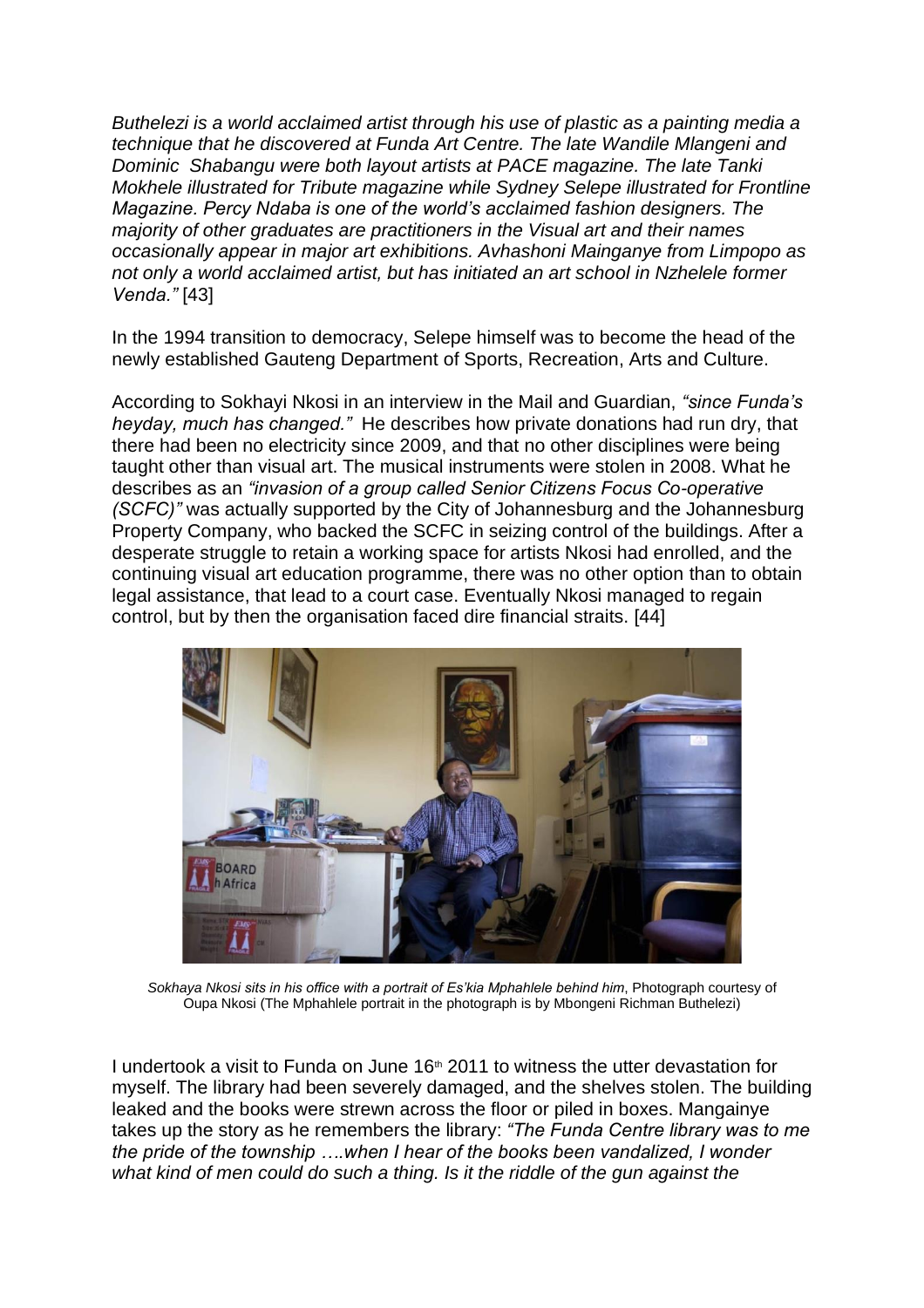*Buthelezi is a world acclaimed artist through his use of plastic as a painting media a technique that he discovered at Funda Art Centre. The late Wandile Mlangeni and Dominic Shabangu were both layout artists at PACE magazine. The late Tanki Mokhele illustrated for Tribute magazine while Sydney Selepe illustrated for Frontline Magazine. Percy Ndaba is one of the world's acclaimed fashion designers. The majority of other graduates are practitioners in the Visual art and their names occasionally appear in major art exhibitions. Avhashoni Mainganye from Limpopo as not only a world acclaimed artist, but has initiated an art school in Nzhelele former Venda."* [43]

In the 1994 transition to democracy, Selepe himself was to become the head of the newly established Gauteng Department of Sports, Recreation, Arts and Culture.

According to Sokhayi Nkosi in an interview in the Mail and Guardian, *"since Funda's heyday, much has changed."* He describes how private donations had run dry, that there had been no electricity since 2009, and that no other disciplines were being taught other than visual art. The musical instruments were stolen in 2008. What he describes as an *"invasion of a group called Senior Citizens Focus Co-operative (SCFC)"* was actually supported by the City of Johannesburg and the Johannesburg Property Company, who backed the SCFC in seizing control of the buildings. After a desperate struggle to retain a working space for artists Nkosi had enrolled, and the continuing visual art education programme, there was no other option than to obtain legal assistance, that lead to a court case. Eventually Nkosi managed to regain control, but by then the organisation faced dire financial straits. [44]

*Sokhaya Nkosi sits in his office with a portrait of Es'kia Mphahlele behind him*, Photograph courtesy of Oupa Nkosi (The Mphahlele portrait in the photograph is by Mbongeni Richman Buthelezi)

I undertook a visit to Funda on June 16th 2011 to witness the utter devastation for myself. The library had been severely damaged, and the shelves stolen. The building leaked and the books were strewn across the floor or piled in boxes. Mangainye takes up the story as he remembers the library: *"The Funda Centre library was to me the pride of the township ….when I hear of the books been vandalized, I wonder what kind of men could do such a thing. Is it the riddle of the gun against the*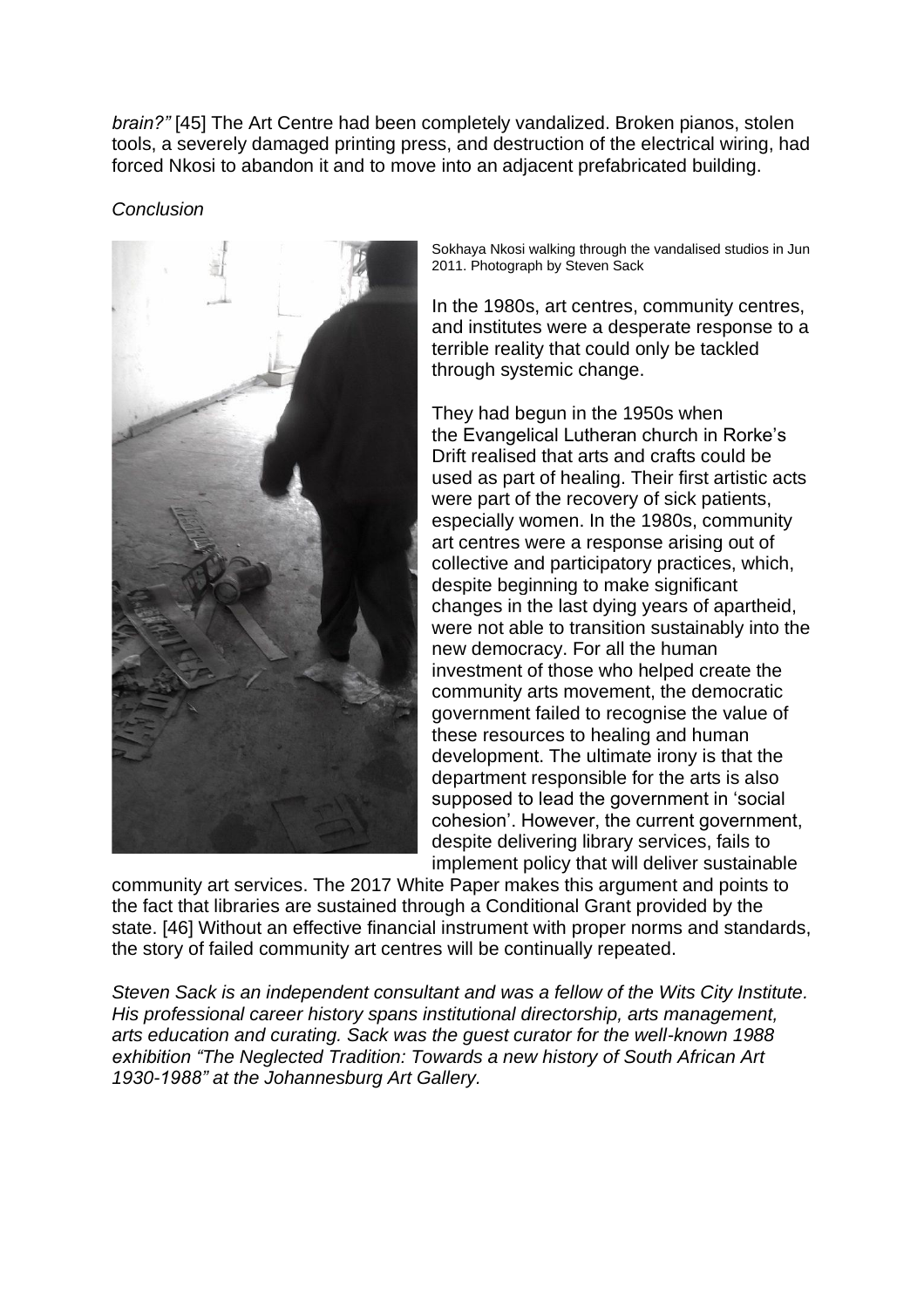*brain?"* [45] The Art Centre had been completely vandalized. Broken pianos, stolen tools, a severely damaged printing press, and destruction of the electrical wiring, had forced Nkosi to abandon it and to move into an adjacent prefabricated building.

*Conclusion*

Sokhaya Nkosi walking through the vandalised studios in Jun 2011. Photograph by Steven Sack

In the 1980s, art centres, community centres, and institutes were a desperate response to a terrible reality that could only be tackled through systemic change.

They had begun in the 1950s when the Evangelical Lutheran church in Rorke's Drift realised that arts and crafts could be used as part of healing. Their first artistic acts were part of the recovery of sick patients, especially women. In the 1980s, community art centres were a response arising out of collective and participatory practices, which, despite beginning to make significant changes in the last dying years of apartheid, were not able to transition sustainably into the new democracy. For all the human investment of those who helped create the community arts movement, the democratic government failed to recognise the value of these resources to healing and human development. The ultimate irony is that the department responsible for the arts is also supposed to lead the government in 'social cohesion'. However, the current government, despite delivering library services, fails to implement policy that will deliver sustainable community art services. The 2017 White Paper makes this argument and points to the fact that libraries are sustained through a Conditional Grant provided by the state. [46] Without an effective financial instrument with proper norms and standards, the story of failed community art centres will be continually repeated.

*Steven Sack is an independent consultant and was a fellow of the Wits City Institute. His professional career history spans institutional directorship, arts management, arts education and curating. Sack was the guest curator for the well-known 1988 exhibition "The Neglected Tradition: Towards a new history of South African Art 1930-1988" at the Johannesburg Art Gallery.*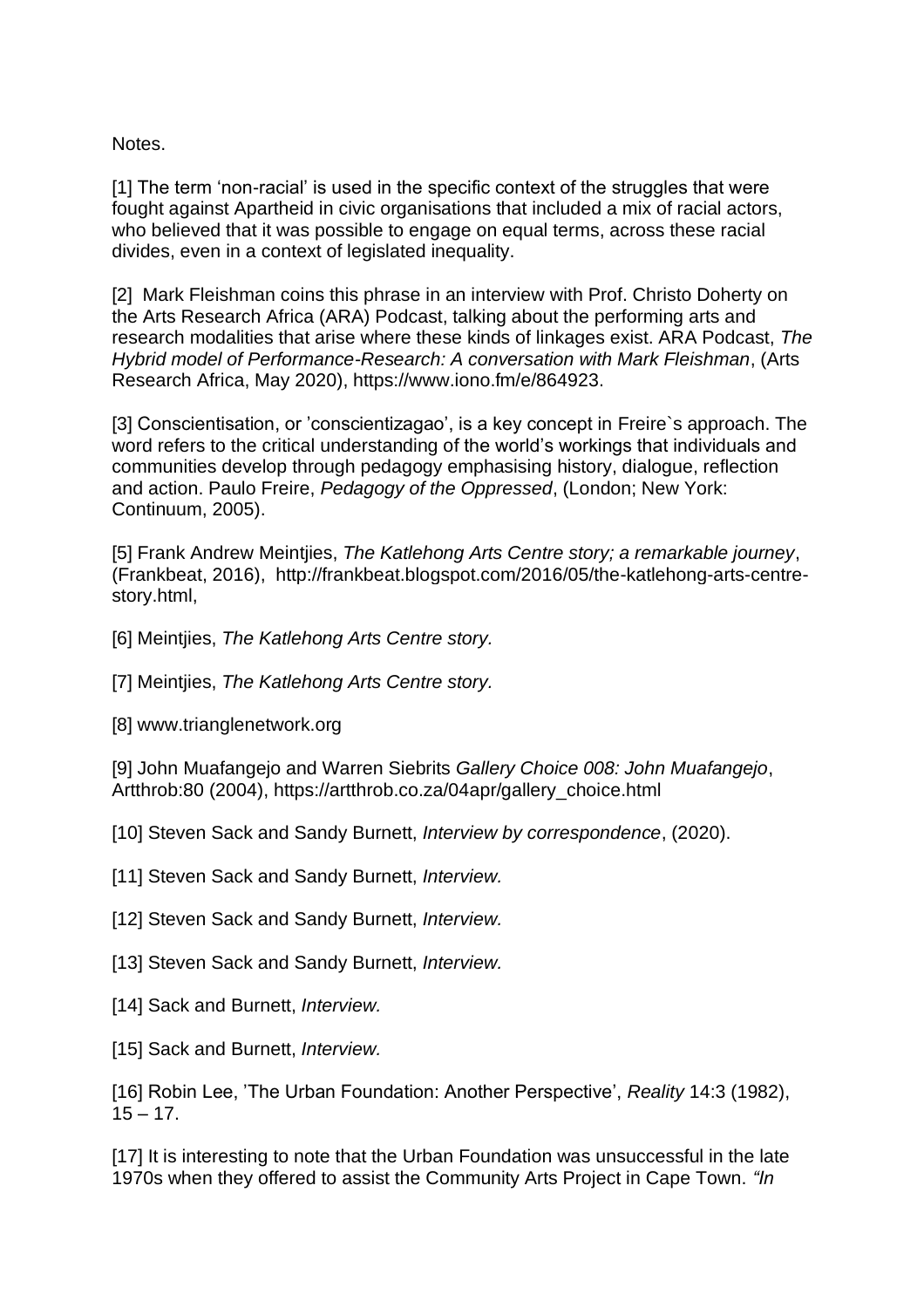Notes.

[1] The term ‘non-racial’ is used in the specific context of the struggles that were fought against Apartheid in civic organisations that included a mix of racial actors, who believed that it was possible to engage on equal terms, across these racial divides, even in a context of legislated inequality.

[2] Mark Fleishman coins this phrase in an interview with Prof. Christo Doherty on the Arts Research Africa (ARA) Podcast, talking about the performing arts and research modalities that arise where these kinds of linkages exist. ARA Podcast, *The Hybrid model of Performance-Research: A conversation with Mark Fleishman*, (Arts Research Africa, May 2020), https://www.iono.fm/e/864923.

[3] Conscientisation, or ’conscientizagao’, is a key concept in Freire`s approach. The word refers to the critical understanding of the world’s workings that individuals and communities develop through pedagogy emphasising history, dialogue, reflection and action. Paulo Freire, *Pedagogy of the Oppressed*, (London; New York: Continuum, 2005).

[5] Frank Andrew Meintjies, *The Katlehong Arts Centre story; a remarkable journey*, (Frankbeat, 2016), http://frankbeat.blogspot.com/2016/05/the-katlehong-arts-centre-story.html,

[6] Meintjies, *The Katlehong Arts Centre story.*

[7] Meintjies, *The Katlehong Arts Centre story.*

[8] www.trianglenetwork.org

[9] John Muafangejo and Warren Siebrits *Gallery Choice 008: John Muafangejo*, Artthrob:80 (2004), https://artthrob.co.za/04apr/gallery_choice.html

[10] Steven Sack and Sandy Burnett, *Interview by correspondence*, (2020).

[11] Steven Sack and Sandy Burnett, *Interview.*

[12] Steven Sack and Sandy Burnett, *Interview.*

[13] Steven Sack and Sandy Burnett, *Interview.*

[14] Sack and Burnett, *Interview.*

[15] Sack and Burnett, *Interview.*

[16] Robin Lee, ’The Urban Foundation: Another Perspective’, *Reality* 14:3 (1982), 15 – 17.

[17] It is interesting to note that the Urban Foundation was unsuccessful in the late 1970s when they offered to assist the Community Arts Project in Cape Town. *“In*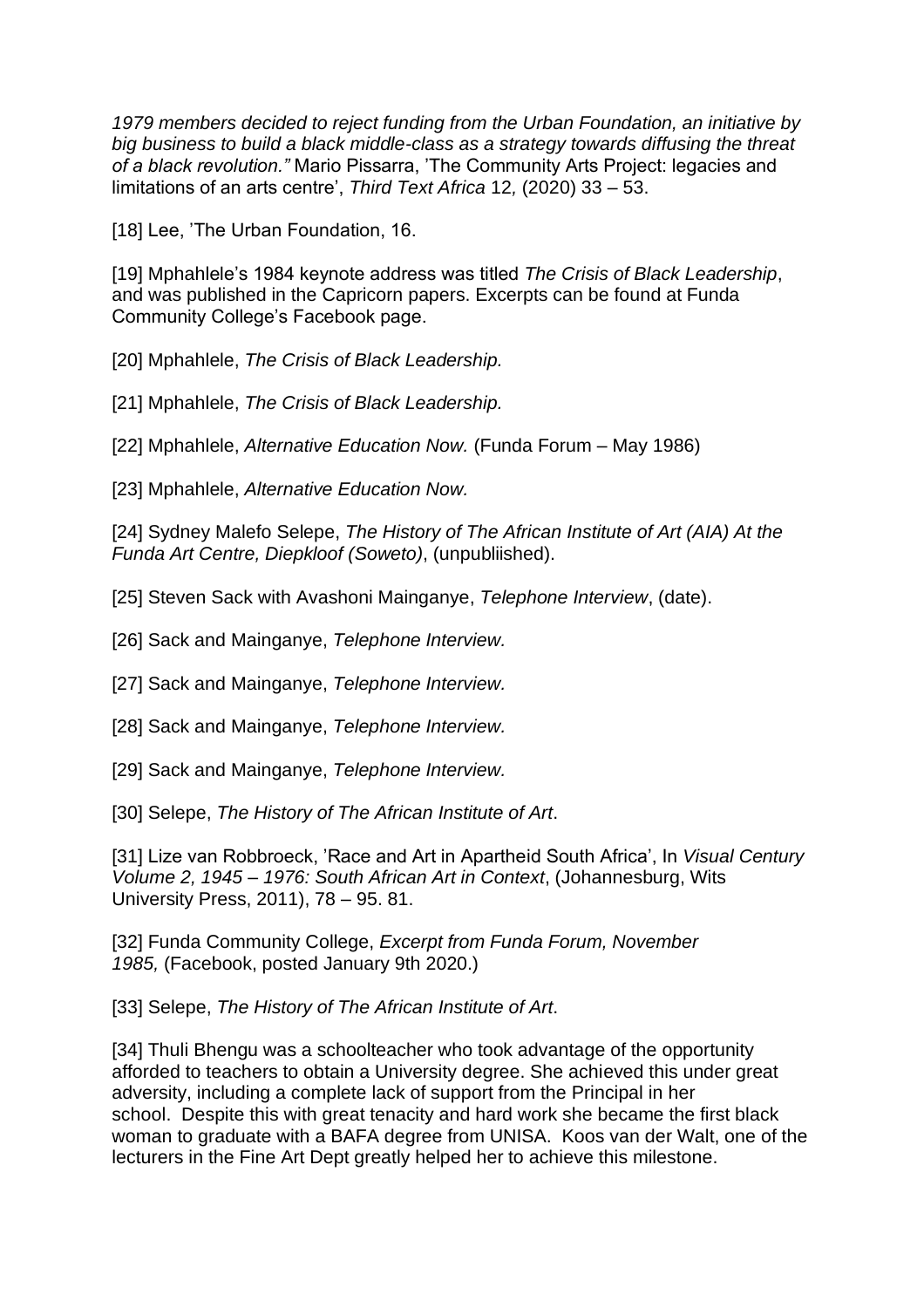*1979 members decided to reject funding from the Urban Foundation, an initiative by big business to build a black middle-class as a strategy towards diffusing the threat of a black revolution."* Mario Pissarra, 'The Community Arts Project: legacies and limitations of an arts centre', *Third Text Africa* 12*,* (2020) 33 – 53.

[18] Lee, 'The Urban Foundation, 16.

[19] Mphahlele's 1984 keynote address was titled *The Crisis of Black Leadership*, and was published in the Capricorn papers. Excerpts can be found at Funda Community College's Facebook page.

[20] Mphahlele, *The Crisis of Black Leadership.*

[21] Mphahlele, *The Crisis of Black Leadership.*

[22] Mphahlele, *Alternative Education Now.* (Funda Forum – May 1986)

[23] Mphahlele, *Alternative Education Now.*

[24] Sydney Malefo Selepe, *The History of The African Institute of Art (AIA) At the Funda Art Centre, Diepkloof (Soweto)*, (unpubliished).

[25] Steven Sack with Avashoni Mainganye, *Telephone Interview*, (date).

[26] Sack and Mainganye, *Telephone Interview.*

[27] Sack and Mainganye, *Telephone Interview.*

[28] Sack and Mainganye, *Telephone Interview.*

[29] Sack and Mainganye, *Telephone Interview.*

[30] Selepe, *The History of The African Institute of Art*.

[31] Lize van Robbroeck, 'Race and Art in Apartheid South Africa', In *Visual Century Volume 2, 1945 – 1976: South African Art in Context*, (Johannesburg, Wits University Press, 2011), 78 – 95. 81.

[32] Funda Community College, *Excerpt from Funda Forum, November 1985,* (Facebook, posted January 9th 2020.)

[33] Selepe, *The History of The African Institute of Art*.

[34] Thuli Bhengu was a schoolteacher who took advantage of the opportunity afforded to teachers to obtain a University degree. She achieved this under great adversity, including a complete lack of support from the Principal in her school. Despite this with great tenacity and hard work she became the first black woman to graduate with a BAFA degree from UNISA. Koos van der Walt, one of the lecturers in the Fine Art Dept greatly helped her to achieve this milestone.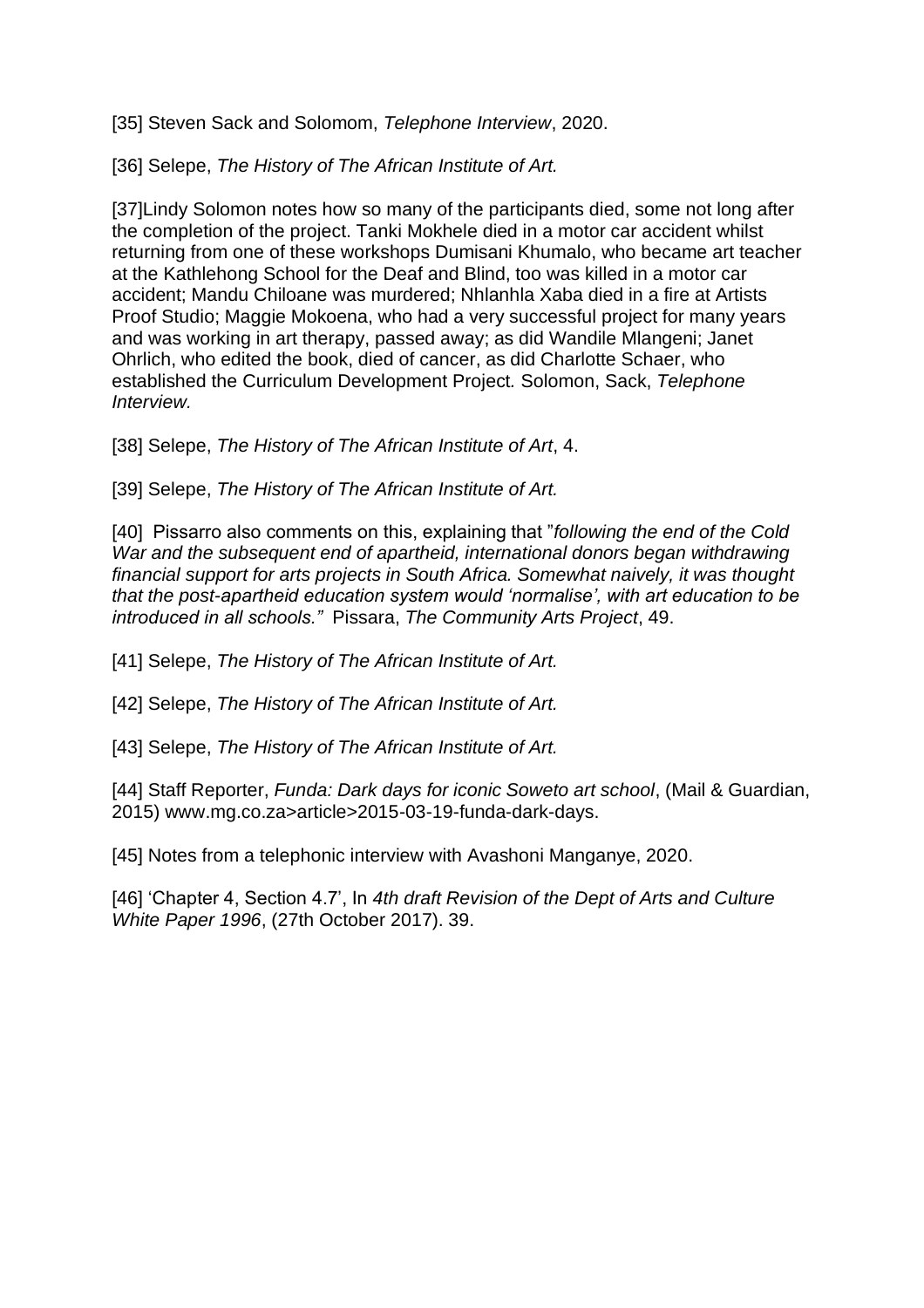[35] Steven Sack and Solomom, *Telephone Interview*, 2020.

[36] Selepe, *The History of The African Institute of Art.*

[37]Lindy Solomon notes how so many of the participants died, some not long after the completion of the project. Tanki Mokhele died in a motor car accident whilst returning from one of these workshops Dumisani Khumalo, who became art teacher at the Kathlehong School for the Deaf and Blind, too was killed in a motor car accident; Mandu Chiloane was murdered; Nhlanhla Xaba died in a fire at Artists Proof Studio; Maggie Mokoena, who had a very successful project for many years and was working in art therapy, passed away; as did Wandile Mlangeni; Janet Ohrlich, who edited the book, died of cancer, as did Charlotte Schaer, who established the Curriculum Development Project. Solomon, Sack, *Telephone Interview.*

[38] Selepe, *The History of The African Institute of Art*, 4.

[39] Selepe, *The History of The African Institute of Art.*

[40] Pissarro also comments on this, explaining that "*following the end of the Cold War and the subsequent end of apartheid, international donors began withdrawing financial support for arts projects in South Africa. Somewhat naively, it was thought that the post-apartheid education system would 'normalise', with art education to be introduced in all schools."* Pissara, *The Community Arts Project*, 49.

[41] Selepe, *The History of The African Institute of Art.*

[42] Selepe, *The History of The African Institute of Art.*

[43] Selepe, *The History of The African Institute of Art.*

[44] Staff Reporter, *Funda: Dark days for iconic Soweto art school*, (Mail & Guardian, 2015) www.mg.co.za>article>2015-03-19-funda-dark-days.

[45] Notes from a telephonic interview with Avashoni Manganye, 2020.

[46] 'Chapter 4, Section 4.7', In *4th draft Revision of the Dept of Arts and Culture White Paper 1996*, (27th October 2017). 39.